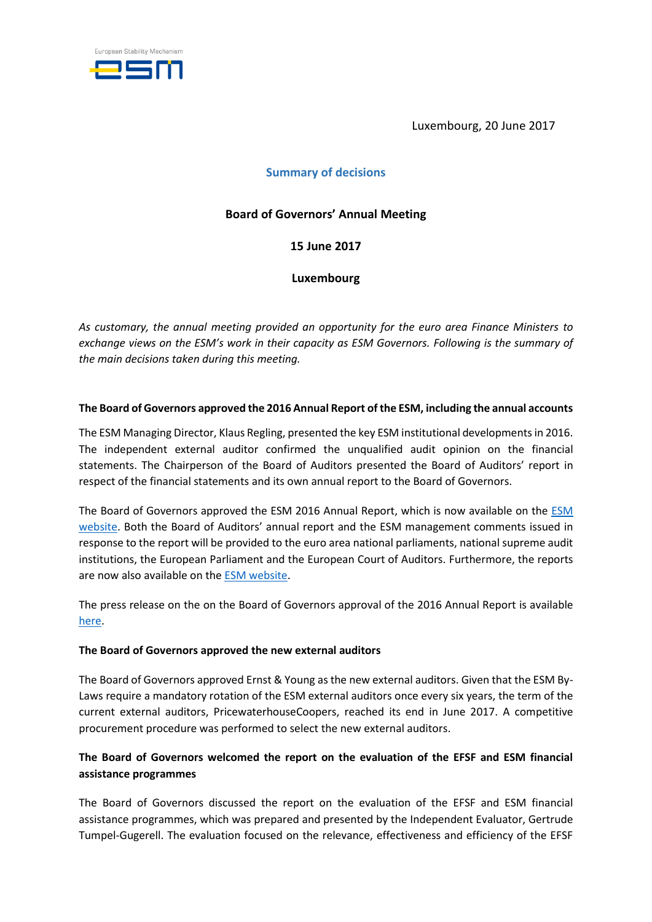European Stability Mechanism

Luxembourg, 20 June 2017

## Summary of decisions

### Board of Governors' Annual Meeting

### 15 June 2017

### Luxembourg

*As customary, the annual meeting provided an opportunity for the euro area Finance Ministers to exchange views on the ESM's work in their capacity as ESM Governors. Following is the summary of the main decisions taken during this meeting.*

**The Board of Governors approved the 2016 Annual Report of the ESM, including the annual accounts**

The ESM Managing Director, Klaus Regling, presented the key ESM institutional developments in 2016. The independent external auditor confirmed the unqualified audit opinion on the financial statements. The Chairperson of the Board of Auditors presented the Board of Auditors' report in respect of the financial statements and its own annual report to the Board of Governors.

The Board of Governors approved the ESM 2016 Annual Report, which is now available on the ESM website. Both the Board of Auditors' annual report and the ESM management comments issued in response to the report will be provided to the euro area national parliaments, national supreme audit institutions, the European Parliament and the European Court of Auditors. Furthermore, the reports are now also available on the ESM website.

The press release on the on the Board of Governors approval of the 2016 Annual Report is available here.

**The Board of Governors approved the new external auditors**

The Board of Governors approved Ernst & Young as the new external auditors. Given that the ESM By-Laws require a mandatory rotation of the ESM external auditors once every six years, the term of the current external auditors, PricewaterhouseCoopers, reached its end in June 2017. A competitive procurement procedure was performed to select the new external auditors.

**The Board of Governors welcomed the report on the evaluation of the EFSF and ESM financial assistance programmes**

The Board of Governors discussed the report on the evaluation of the EFSF and ESM financial assistance programmes, which was prepared and presented by the Independent Evaluator, Gertrude Tumpel-Gugerell. The evaluation focused on the relevance, effectiveness and efficiency of the EFSF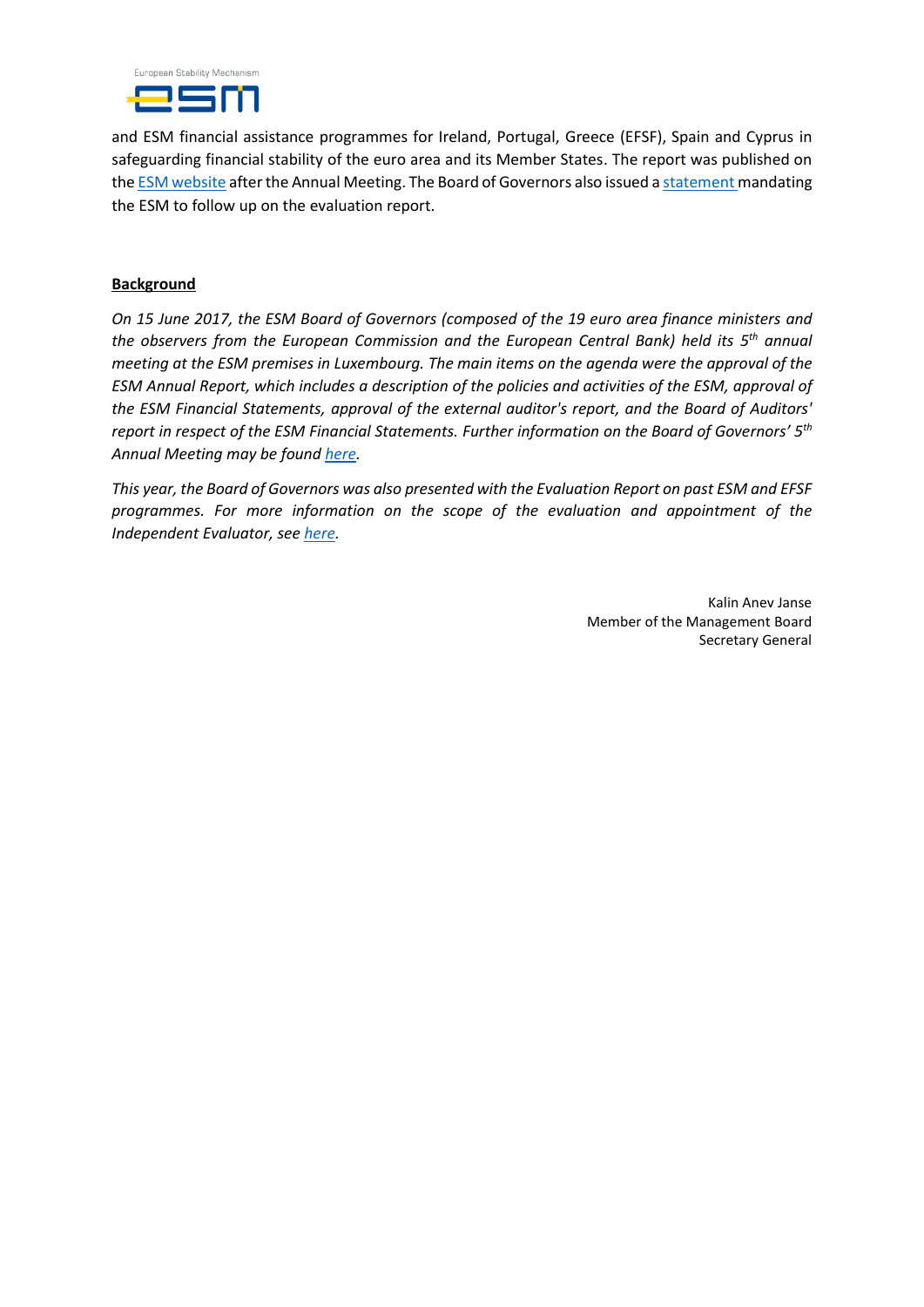and ESM financial assistance programmes for Ireland, Portugal, Greece (EFSF), Spain and Cyprus in safeguarding financial stability of the euro area and its Member States. The report was published on the ESM website after the Annual Meeting. The Board of Governors also issued a statement mandating the ESM to follow up on the evaluation report.

**Background**

*On 15 June 2017, the ESM Board of Governors (composed of the 19 euro area finance ministers and the observers from the European Commission and the European Central Bank) held its 5th annual meeting at the ESM premises in Luxembourg. The main items on the agenda were the approval of the ESM Annual Report, which includes a description of the policies and activities of the ESM, approval of the ESM Financial Statements, approval of the external auditor's report, and the Board of Auditors' report in respect of the ESM Financial Statements. Further information on the Board of Governors' 5th Annual Meeting may be found here.*

*This year, the Board of Governors was also presented with the Evaluation Report on past ESM and EFSF programmes. For more information on the scope of the evaluation and appointment of the Independent Evaluator, see here.*

Kalin Anev Janse
Member of the Management Board
Secretary General